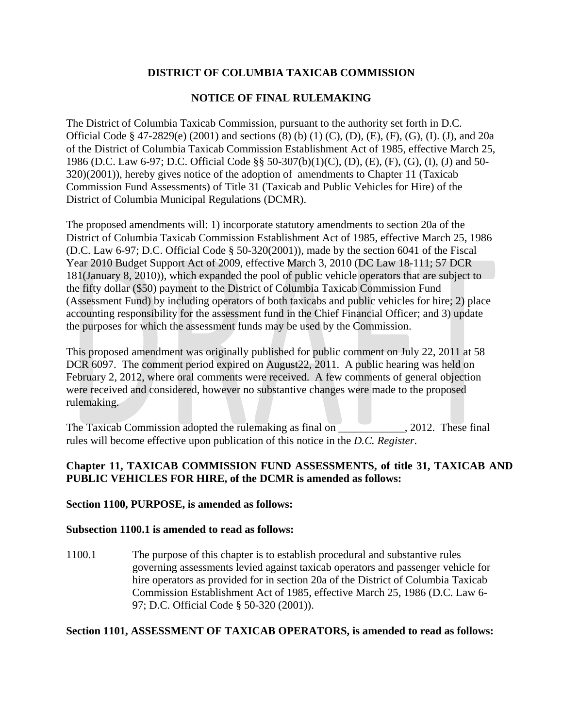**DISTRICT OF COLUMBIA TAXICAB COMMISSION**

**NOTICE OF FINAL RULEMAKING**

The District of Columbia Taxicab Commission, pursuant to the authority set forth in D.C. Official Code § 47-2829(e) (2001) and sections (8) (b) (1) (C), (D), (E), (F), (G), (I). (J), and 20a of the District of Columbia Taxicab Commission Establishment Act of 1985, effective March 25, 1986 (D.C. Law 6-97; D.C. Official Code §§ 50-307(b)(1)(C), (D), (E), (F), (G), (I), (J) and 50-320)(2001)), hereby gives notice of the adoption of amendments to Chapter 11 (Taxicab Commission Fund Assessments) of Title 31 (Taxicab and Public Vehicles for Hire) of the District of Columbia Municipal Regulations (DCMR).

The proposed amendments will: 1) incorporate statutory amendments to section 20a of the District of Columbia Taxicab Commission Establishment Act of 1985, effective March 25, 1986 (D.C. Law 6-97; D.C. Official Code § 50-320(2001)), made by the section 6041 of the Fiscal Year 2010 Budget Support Act of 2009, effective March 3, 2010 (DC Law 18-111; 57 DCR 181(January 8, 2010)), which expanded the pool of public vehicle operators that are subject to the fifty dollar ($50) payment to the District of Columbia Taxicab Commission Fund (Assessment Fund) by including operators of both taxicabs and public vehicles for hire; 2) place accounting responsibility for the assessment fund in the Chief Financial Officer; and 3) update the purposes for which the assessment funds may be used by the Commission.

This proposed amendment was originally published for public comment on July 22, 2011 at 58 DCR 6097. The comment period expired on August22, 2011. A public hearing was held on February 2, 2012, where oral comments were received. A few comments of general objection were received and considered, however no substantive changes were made to the proposed rulemaking.

The Taxicab Commission adopted the rulemaking as final on ____________, 2012. These final rules will become effective upon publication of this notice in the *D.C. Register*.

**Chapter 11, TAXICAB COMMISSION FUND ASSESSMENTS, of title 31, TAXICAB AND PUBLIC VEHICLES FOR HIRE, of the DCMR is amended as follows:**

**Section 1100, PURPOSE, is amended as follows:**

**Subsection 1100.1 is amended to read as follows:**

1100.1 The purpose of this chapter is to establish procedural and substantive rules governing assessments levied against taxicab operators and passenger vehicle for hire operators as provided for in section 20a of the District of Columbia Taxicab Commission Establishment Act of 1985, effective March 25, 1986 (D.C. Law 6-97; D.C. Official Code § 50-320 (2001)).

**Section 1101, ASSESSMENT OF TAXICAB OPERATORS, is amended to read as follows:**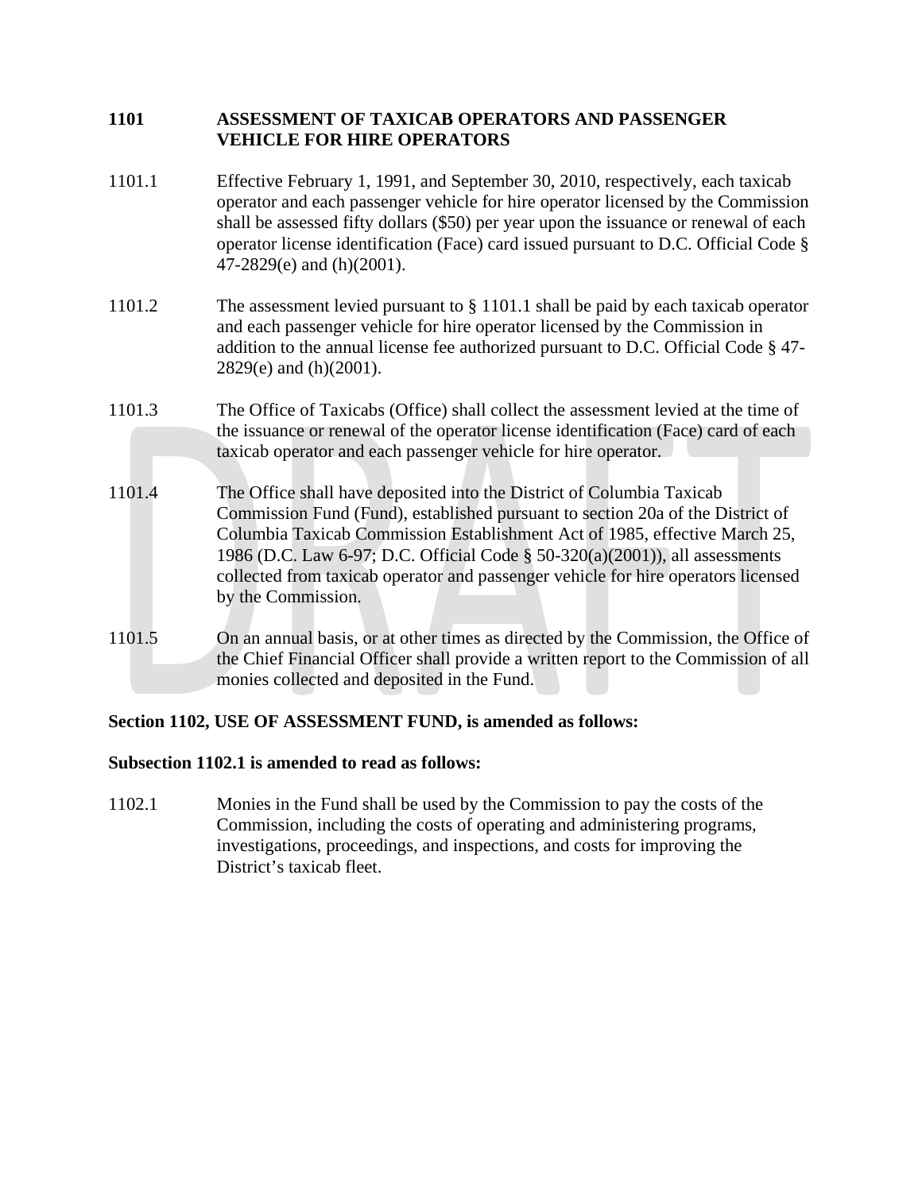**1101 ASSESSMENT OF TAXICAB OPERATORS AND PASSENGER VEHICLE FOR HIRE OPERATORS**

1101.1 Effective February 1, 1991, and September 30, 2010, respectively, each taxicab operator and each passenger vehicle for hire operator licensed by the Commission shall be assessed fifty dollars ($50) per year upon the issuance or renewal of each operator license identification (Face) card issued pursuant to D.C. Official Code § 47-2829(e) and (h)(2001).

1101.2 The assessment levied pursuant to § 1101.1 shall be paid by each taxicab operator and each passenger vehicle for hire operator licensed by the Commission in addition to the annual license fee authorized pursuant to D.C. Official Code § 47-2829(e) and (h)(2001).

1101.3 The Office of Taxicabs (Office) shall collect the assessment levied at the time of the issuance or renewal of the operator license identification (Face) card of each taxicab operator and each passenger vehicle for hire operator.

1101.4 The Office shall have deposited into the District of Columbia Taxicab Commission Fund (Fund), established pursuant to section 20a of the District of Columbia Taxicab Commission Establishment Act of 1985, effective March 25, 1986 (D.C. Law 6-97; D.C. Official Code § 50-320(a)(2001)), all assessments collected from taxicab operator and passenger vehicle for hire operators licensed by the Commission.

1101.5 On an annual basis, or at other times as directed by the Commission, the Office of the Chief Financial Officer shall provide a written report to the Commission of all monies collected and deposited in the Fund.

**Section 1102, USE OF ASSESSMENT FUND, is amended as follows:**

**Subsection 1102.1 is amended to read as follows:**

1102.1 Monies in the Fund shall be used by the Commission to pay the costs of the Commission, including the costs of operating and administering programs, investigations, proceedings, and inspections, and costs for improving the District's taxicab fleet.